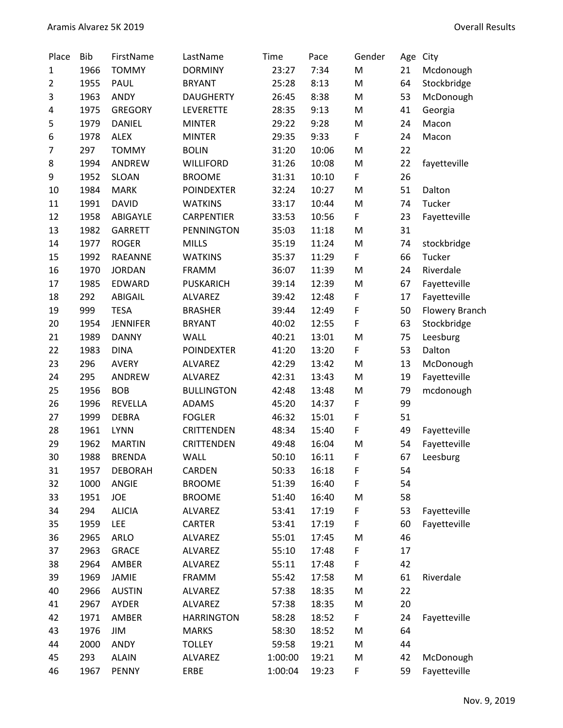| Place | Bib | FirstName | LastName | Time | Pace | Gender | Age | City |
|---|---|---|---|---|---|---|---|---|
| 1 | 1966 | TOMMY | DORMINY | 23:27 | 7:34 | M | 21 | Mcdonough |
| 2 | 1955 | PAUL | BRYANT | 25:28 | 8:13 | M | 64 | Stockbridge |
| 3 | 1963 | ANDY | DAUGHERTY | 26:45 | 8:38 | M | 53 | McDonough |
| 4 | 1975 | GREGORY | LEVERETTE | 28:35 | 9:13 | M | 41 | Georgia |
| 5 | 1979 | DANIEL | MINTER | 29:22 | 9:28 | M | 24 | Macon |
| 6 | 1978 | ALEX | MINTER | 29:35 | 9:33 | F | 24 | Macon |
| 7 | 297 | TOMMY | BOLIN | 31:20 | 10:06 | M | 22 | |
| 8 | 1994 | ANDREW | WILLIFORD | 31:26 | 10:08 | M | 22 | fayetteville |
| 9 | 1952 | SLOAN | BROOME | 31:31 | 10:10 | F | 26 | |
| 10 | 1984 | MARK | POINDEXTER | 32:24 | 10:27 | M | 51 | Dalton |
| 11 | 1991 | DAVID | WATKINS | 33:17 | 10:44 | M | 74 | Tucker |
| 12 | 1958 | ABIGAYLE | CARPENTIER | 33:53 | 10:56 | F | 23 | Fayetteville |
| 13 | 1982 | GARRETT | PENNINGTON | 35:03 | 11:18 | M | 31 | |
| 14 | 1977 | ROGER | MILLS | 35:19 | 11:24 | M | 74 | stockbridge |
| 15 | 1992 | RAEANNE | WATKINS | 35:37 | 11:29 | F | 66 | Tucker |
| 16 | 1970 | JORDAN | FRAMM | 36:07 | 11:39 | M | 24 | Riverdale |
| 17 | 1985 | EDWARD | PUSKARICH | 39:14 | 12:39 | M | 67 | Fayetteville |
| 18 | 292 | ABIGAIL | ALVAREZ | 39:42 | 12:48 | F | 17 | Fayetteville |
| 19 | 999 | TESA | BRASHER | 39:44 | 12:49 | F | 50 | Flowery Branch |
| 20 | 1954 | JENNIFER | BRYANT | 40:02 | 12:55 | F | 63 | Stockbridge |
| 21 | 1989 | DANNY | WALL | 40:21 | 13:01 | M | 75 | Leesburg |
| 22 | 1983 | DINA | POINDEXTER | 41:20 | 13:20 | F | 53 | Dalton |
| 23 | 296 | AVERY | ALVAREZ | 42:29 | 13:42 | M | 13 | McDonough |
| 24 | 295 | ANDREW | ALVAREZ | 42:31 | 13:43 | M | 19 | Fayetteville |
| 25 | 1956 | BOB | BULLINGTON | 42:48 | 13:48 | M | 79 | mcdonough |
| 26 | 1996 | REVELLA | ADAMS | 45:20 | 14:37 | F | 99 | |
| 27 | 1999 | DEBRA | FOGLER | 46:32 | 15:01 | F | 51 | |
| 28 | 1961 | LYNN | CRITTENDEN | 48:34 | 15:40 | F | 49 | Fayetteville |
| 29 | 1962 | MARTIN | CRITTENDEN | 49:48 | 16:04 | M | 54 | Fayetteville |
| 30 | 1988 | BRENDA | WALL | 50:10 | 16:11 | F | 67 | Leesburg |
| 31 | 1957 | DEBORAH | CARDEN | 50:33 | 16:18 | F | 54 | |
| 32 | 1000 | ANGIE | BROOME | 51:39 | 16:40 | F | 54 | |
| 33 | 1951 | JOE | BROOME | 51:40 | 16:40 | M | 58 | |
| 34 | 294 | ALICIA | ALVAREZ | 53:41 | 17:19 | F | 53 | Fayetteville |
| 35 | 1959 | LEE | CARTER | 53:41 | 17:19 | F | 60 | Fayetteville |
| 36 | 2965 | ARLO | ALVAREZ | 55:01 | 17:45 | M | 46 | |
| 37 | 2963 | GRACE | ALVAREZ | 55:10 | 17:48 | F | 17 | |
| 38 | 2964 | AMBER | ALVAREZ | 55:11 | 17:48 | F | 42 | |
| 39 | 1969 | JAMIE | FRAMM | 55:42 | 17:58 | M | 61 | Riverdale |
| 40 | 2966 | AUSTIN | ALVAREZ | 57:38 | 18:35 | M | 22 | |
| 41 | 2967 | AYDER | ALVAREZ | 57:38 | 18:35 | M | 20 | |
| 42 | 1971 | AMBER | HARRINGTON | 58:28 | 18:52 | F | 24 | Fayetteville |
| 43 | 1976 | JIM | MARKS | 58:30 | 18:52 | M | 64 | |
| 44 | 2000 | ANDY | TOLLEY | 59:58 | 19:21 | M | 44 | |
| 45 | 293 | ALAIN | ALVAREZ | 1:00:00 | 19:21 | M | 42 | McDonough |
| 46 | 1967 | PENNY | ERBE | 1:00:04 | 19:23 | F | 59 | Fayetteville |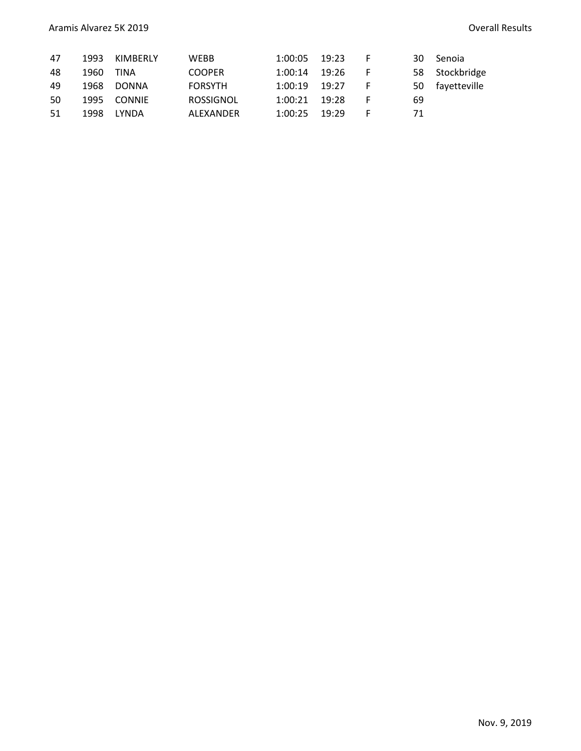| | | | | | | | | |
|---|---|---|---|---|---|---|---|---|
| 47 | 1993 | KIMBERLY | WEBB | 1:00:05 | 19:23 | F | 30 | Senoia |
| 48 | 1960 | TINA | COOPER | 1:00:14 | 19:26 | F | 58 | Stockbridge |
| 49 | 1968 | DONNA | FORSYTH | 1:00:19 | 19:27 | F | 50 | fayetteville |
| 50 | 1995 | CONNIE | ROSSIGNOL | 1:00:21 | 19:28 | F | 69 | |
| 51 | 1998 | LYNDA | ALEXANDER | 1:00:25 | 19:29 | F | 71 | |